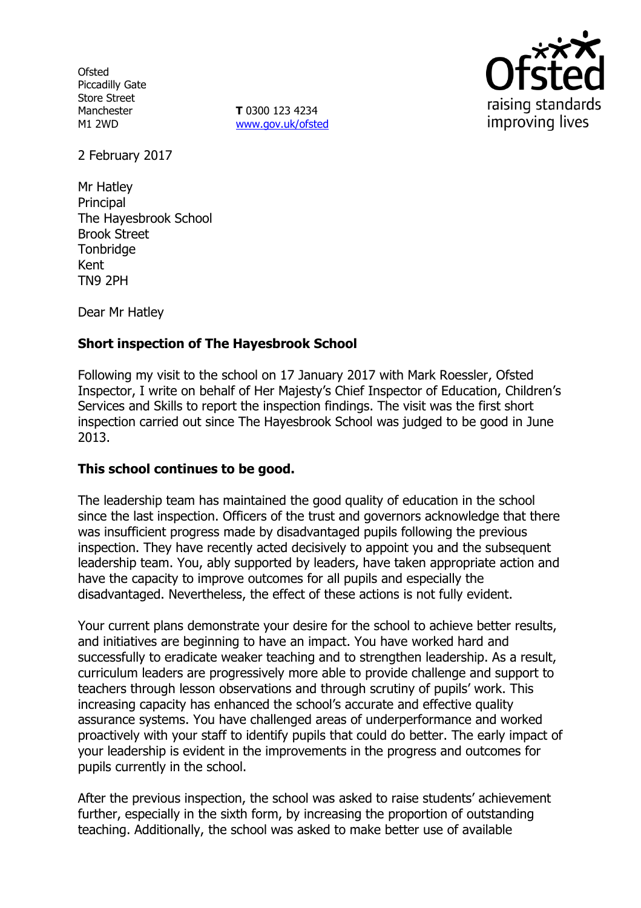Ofsted
Piccadilly Gate
Store Street
Manchester
M1 2WD

**T** 0300 123 4234
www.gov.uk/ofsted

2 February 2017

Mr Hatley
Principal
The Hayesbrook School
Brook Street
Tonbridge
Kent
TN9 2PH

Dear Mr Hatley

**Short inspection of The Hayesbrook School**

Following my visit to the school on 17 January 2017 with Mark Roessler, Ofsted Inspector, I write on behalf of Her Majesty's Chief Inspector of Education, Children's Services and Skills to report the inspection findings. The visit was the first short inspection carried out since The Hayesbrook School was judged to be good in June 2013.

**This school continues to be good.**

The leadership team has maintained the good quality of education in the school since the last inspection. Officers of the trust and governors acknowledge that there was insufficient progress made by disadvantaged pupils following the previous inspection. They have recently acted decisively to appoint you and the subsequent leadership team. You, ably supported by leaders, have taken appropriate action and have the capacity to improve outcomes for all pupils and especially the disadvantaged. Nevertheless, the effect of these actions is not fully evident.

Your current plans demonstrate your desire for the school to achieve better results, and initiatives are beginning to have an impact. You have worked hard and successfully to eradicate weaker teaching and to strengthen leadership. As a result, curriculum leaders are progressively more able to provide challenge and support to teachers through lesson observations and through scrutiny of pupils' work. This increasing capacity has enhanced the school's accurate and effective quality assurance systems. You have challenged areas of underperformance and worked proactively with your staff to identify pupils that could do better. The early impact of your leadership is evident in the improvements in the progress and outcomes for pupils currently in the school.

After the previous inspection, the school was asked to raise students' achievement further, especially in the sixth form, by increasing the proportion of outstanding teaching. Additionally, the school was asked to make better use of available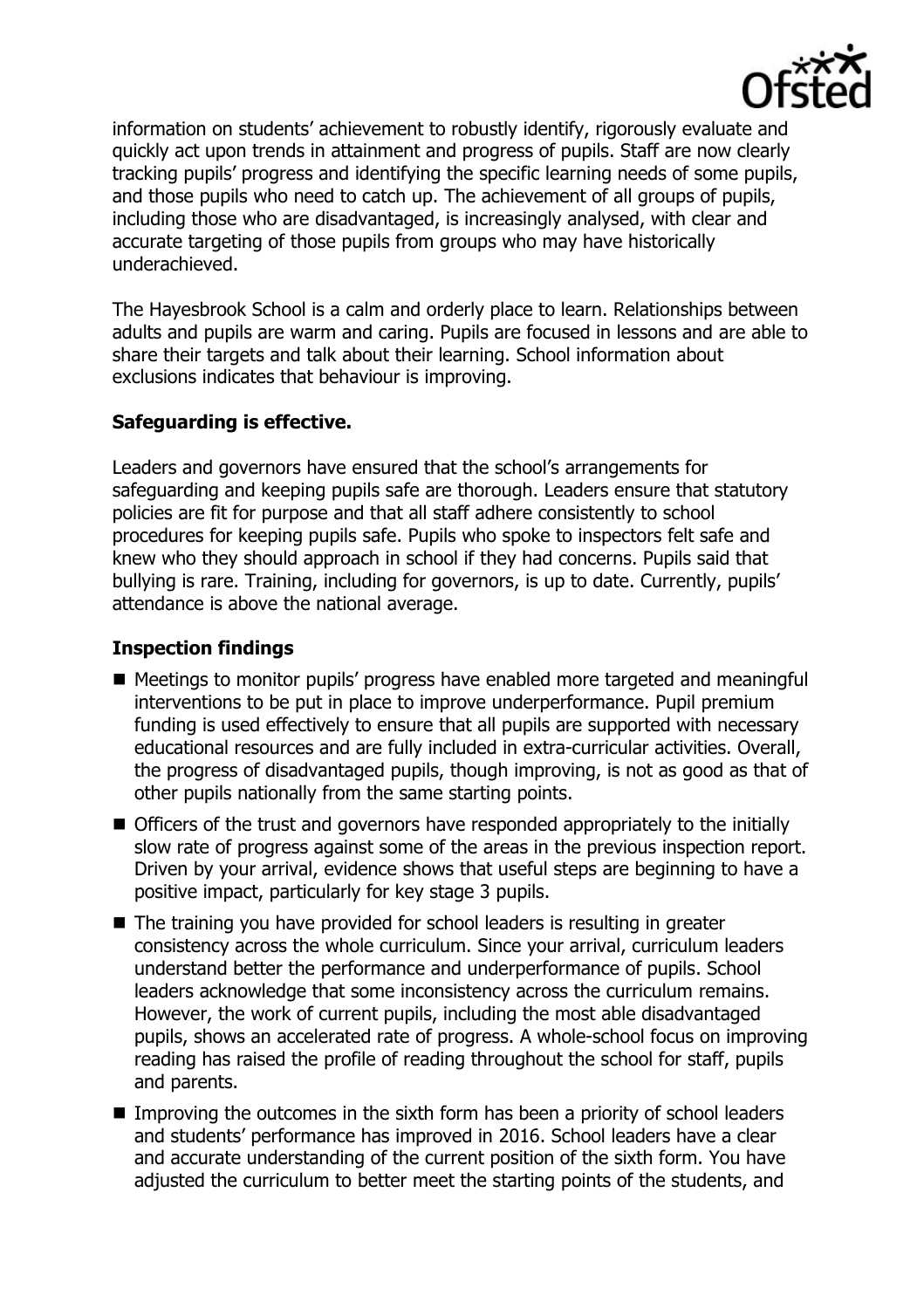information on students' achievement to robustly identify, rigorously evaluate and quickly act upon trends in attainment and progress of pupils. Staff are now clearly tracking pupils' progress and identifying the specific learning needs of some pupils, and those pupils who need to catch up. The achievement of all groups of pupils, including those who are disadvantaged, is increasingly analysed, with clear and accurate targeting of those pupils from groups who may have historically underachieved.

The Hayesbrook School is a calm and orderly place to learn. Relationships between adults and pupils are warm and caring. Pupils are focused in lessons and are able to share their targets and talk about their learning. School information about exclusions indicates that behaviour is improving.

### Safeguarding is effective.

Leaders and governors have ensured that the school's arrangements for safeguarding and keeping pupils safe are thorough. Leaders ensure that statutory policies are fit for purpose and that all staff adhere consistently to school procedures for keeping pupils safe. Pupils who spoke to inspectors felt safe and knew who they should approach in school if they had concerns. Pupils said that bullying is rare. Training, including for governors, is up to date. Currently, pupils' attendance is above the national average.

### Inspection findings

- Meetings to monitor pupils' progress have enabled more targeted and meaningful interventions to be put in place to improve underperformance. Pupil premium funding is used effectively to ensure that all pupils are supported with necessary educational resources and are fully included in extra-curricular activities. Overall, the progress of disadvantaged pupils, though improving, is not as good as that of other pupils nationally from the same starting points.
- Officers of the trust and governors have responded appropriately to the initially slow rate of progress against some of the areas in the previous inspection report. Driven by your arrival, evidence shows that useful steps are beginning to have a positive impact, particularly for key stage 3 pupils.
- The training you have provided for school leaders is resulting in greater consistency across the whole curriculum. Since your arrival, curriculum leaders understand better the performance and underperformance of pupils. School leaders acknowledge that some inconsistency across the curriculum remains. However, the work of current pupils, including the most able disadvantaged pupils, shows an accelerated rate of progress. A whole-school focus on improving reading has raised the profile of reading throughout the school for staff, pupils and parents.
- Improving the outcomes in the sixth form has been a priority of school leaders and students' performance has improved in 2016. School leaders have a clear and accurate understanding of the current position of the sixth form. You have adjusted the curriculum to better meet the starting points of the students, and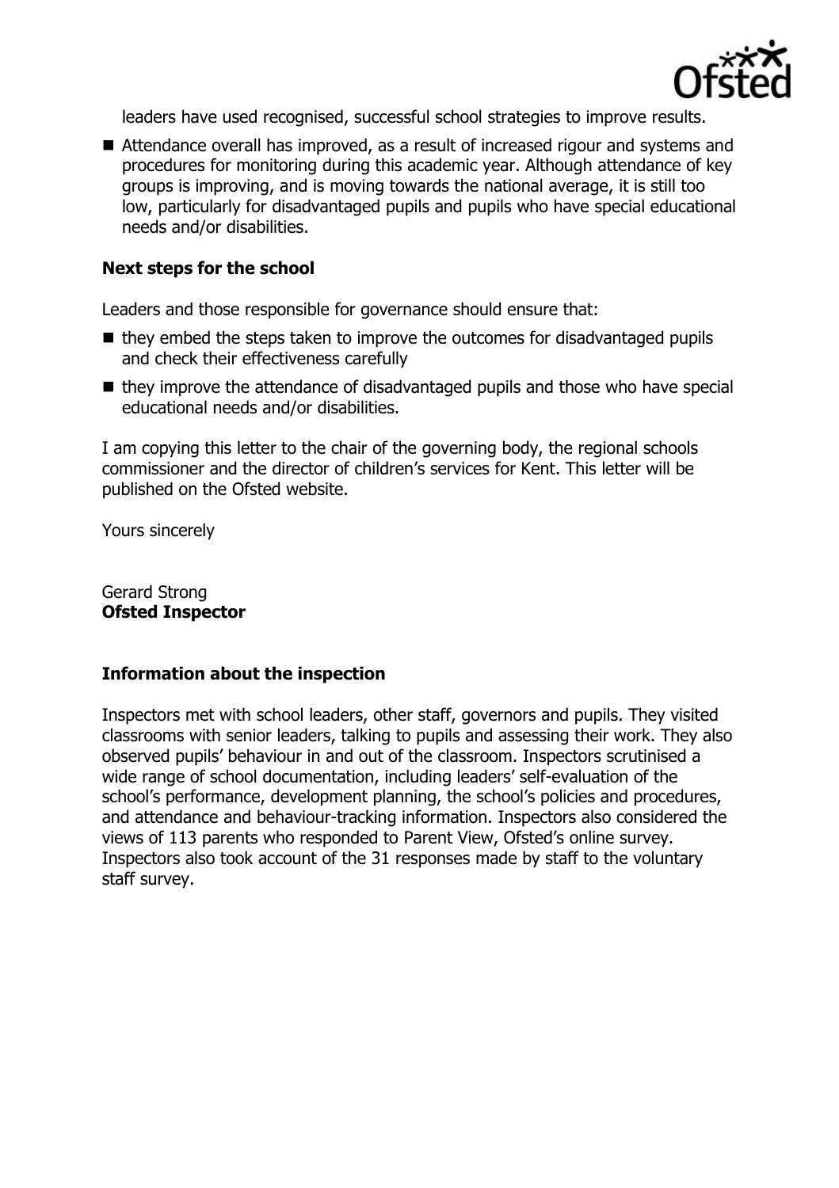leaders have used recognised, successful school strategies to improve results.

- Attendance overall has improved, as a result of increased rigour and systems and procedures for monitoring during this academic year. Although attendance of key groups is improving, and is moving towards the national average, it is still too low, particularly for disadvantaged pupils and pupils who have special educational needs and/or disabilities.

### Next steps for the school

Leaders and those responsible for governance should ensure that:

- they embed the steps taken to improve the outcomes for disadvantaged pupils and check their effectiveness carefully
- they improve the attendance of disadvantaged pupils and those who have special educational needs and/or disabilities.

I am copying this letter to the chair of the governing body, the regional schools commissioner and the director of children's services for Kent. This letter will be published on the Ofsted website.

Yours sincerely

Gerard Strong
**Ofsted Inspector**

### Information about the inspection

Inspectors met with school leaders, other staff, governors and pupils. They visited classrooms with senior leaders, talking to pupils and assessing their work. They also observed pupils' behaviour in and out of the classroom. Inspectors scrutinised a wide range of school documentation, including leaders' self-evaluation of the school's performance, development planning, the school's policies and procedures, and attendance and behaviour-tracking information. Inspectors also considered the views of 113 parents who responded to Parent View, Ofsted's online survey. Inspectors also took account of the 31 responses made by staff to the voluntary staff survey.